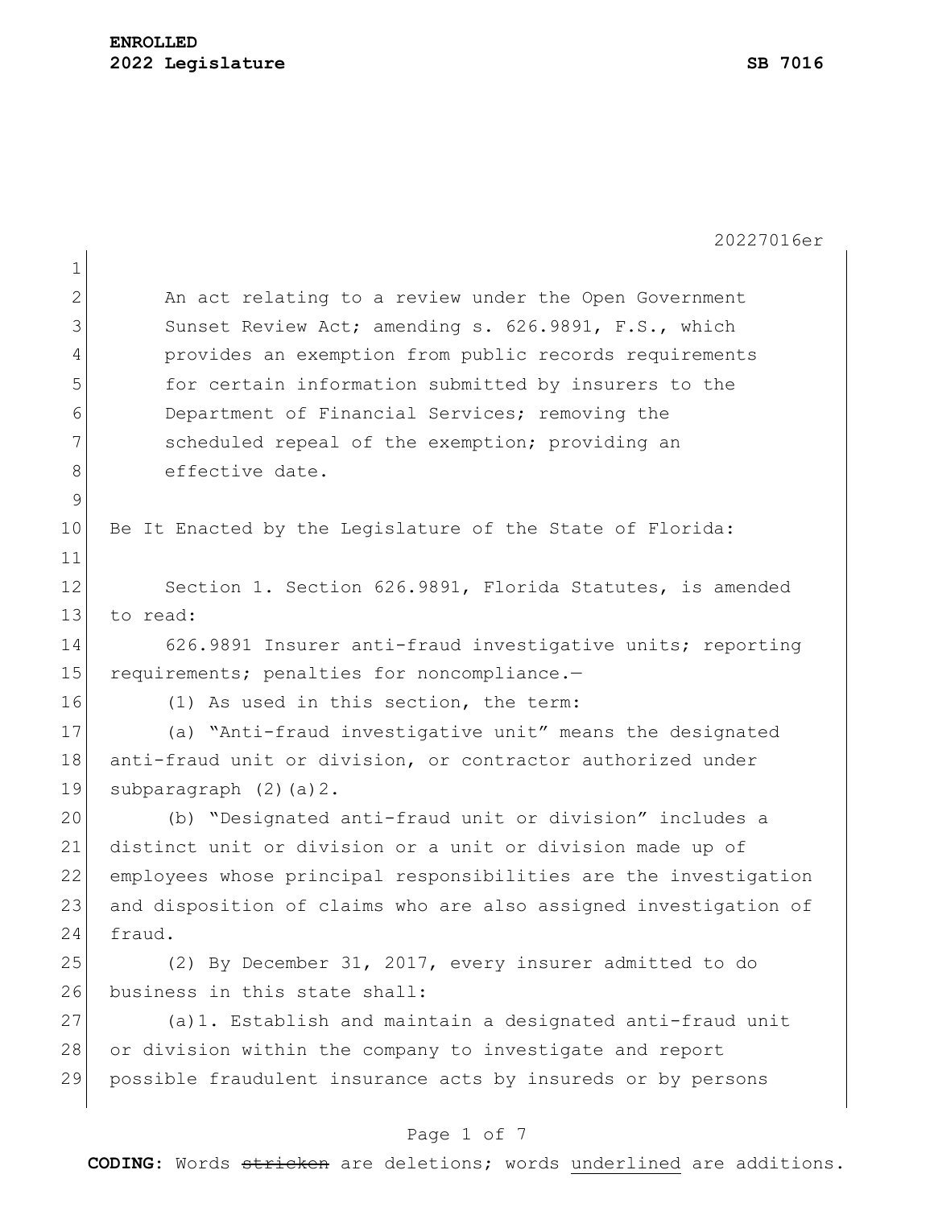An act relating to a review under the Open Government Sunset Review Act; amending s. 626.9891, F.S., which provides an exemption from public records requirements for certain information submitted by insurers to the Department of Financial Services; removing the scheduled repeal of the exemption; providing an effective date.

Be It Enacted by the Legislature of the State of Florida:

Section 1. Section 626.9891, Florida Statutes, is amended to read:

626.9891 Insurer anti-fraud investigative units; reporting requirements; penalties for noncompliance.—

(1) As used in this section, the term:

(a) "Anti-fraud investigative unit" means the designated anti-fraud unit or division, or contractor authorized under subparagraph (2)(a)2.

(b) "Designated anti-fraud unit or division" includes a distinct unit or division or a unit or division made up of employees whose principal responsibilities are the investigation and disposition of claims who are also assigned investigation of fraud.

(2) By December 31, 2017, every insurer admitted to do business in this state shall:

(a)1. Establish and maintain a designated anti-fraud unit or division within the company to investigate and report possible fraudulent insurance acts by insureds or by persons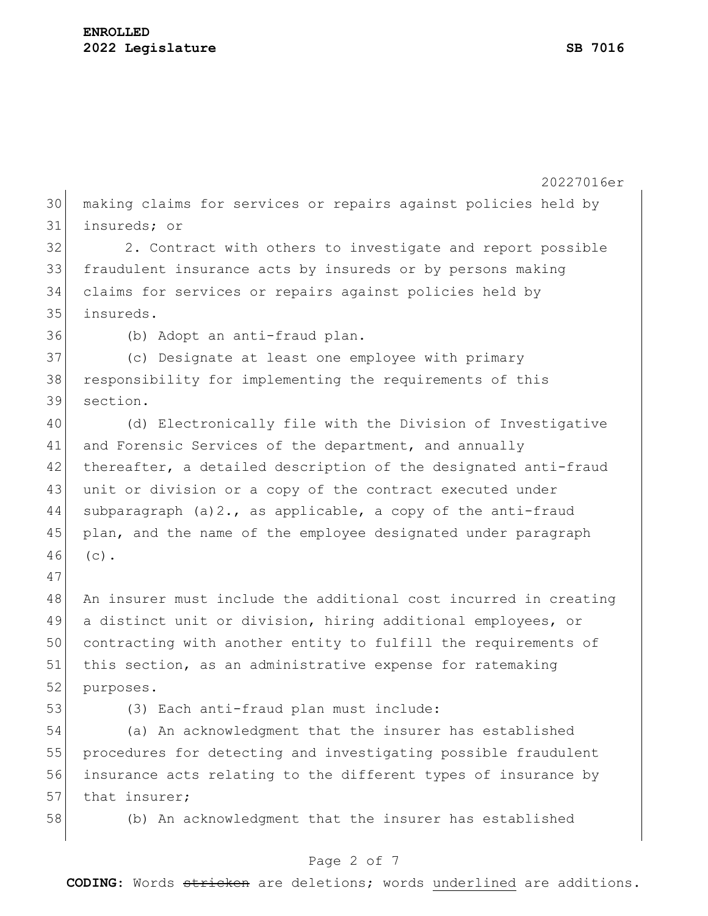making claims for services or repairs against policies held by insureds; or

2. Contract with others to investigate and report possible fraudulent insurance acts by insureds or by persons making claims for services or repairs against policies held by insureds.

(b) Adopt an anti-fraud plan.

(c) Designate at least one employee with primary responsibility for implementing the requirements of this section.

(d) Electronically file with the Division of Investigative and Forensic Services of the department, and annually thereafter, a detailed description of the designated anti-fraud unit or division or a copy of the contract executed under subparagraph (a)2., as applicable, a copy of the anti-fraud plan, and the name of the employee designated under paragraph (c).

An insurer must include the additional cost incurred in creating a distinct unit or division, hiring additional employees, or contracting with another entity to fulfill the requirements of this section, as an administrative expense for ratemaking purposes.

(3) Each anti-fraud plan must include:

(a) An acknowledgment that the insurer has established procedures for detecting and investigating possible fraudulent insurance acts relating to the different types of insurance by that insurer;

(b) An acknowledgment that the insurer has established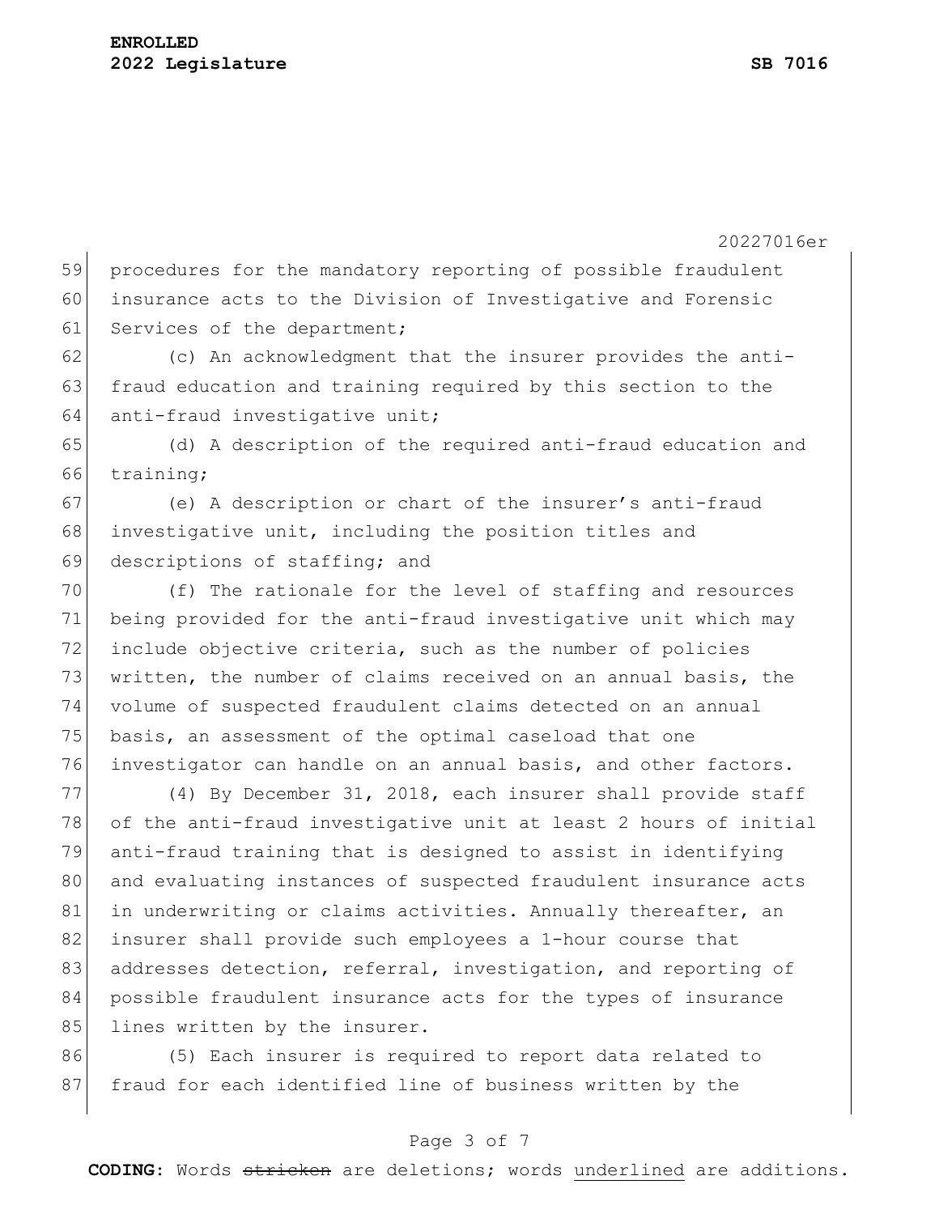procedures for the mandatory reporting of possible fraudulent insurance acts to the Division of Investigative and Forensic Services of the department;

(c) An acknowledgment that the insurer provides the anti-fraud education and training required by this section to the anti-fraud investigative unit;

(d) A description of the required anti-fraud education and training;

(e) A description or chart of the insurer's anti-fraud investigative unit, including the position titles and descriptions of staffing; and

(f) The rationale for the level of staffing and resources being provided for the anti-fraud investigative unit which may include objective criteria, such as the number of policies written, the number of claims received on an annual basis, the volume of suspected fraudulent claims detected on an annual basis, an assessment of the optimal caseload that one investigator can handle on an annual basis, and other factors.

(4) By December 31, 2018, each insurer shall provide staff of the anti-fraud investigative unit at least 2 hours of initial anti-fraud training that is designed to assist in identifying and evaluating instances of suspected fraudulent insurance acts in underwriting or claims activities. Annually thereafter, an insurer shall provide such employees a 1-hour course that addresses detection, referral, investigation, and reporting of possible fraudulent insurance acts for the types of insurance lines written by the insurer.

(5) Each insurer is required to report data related to fraud for each identified line of business written by the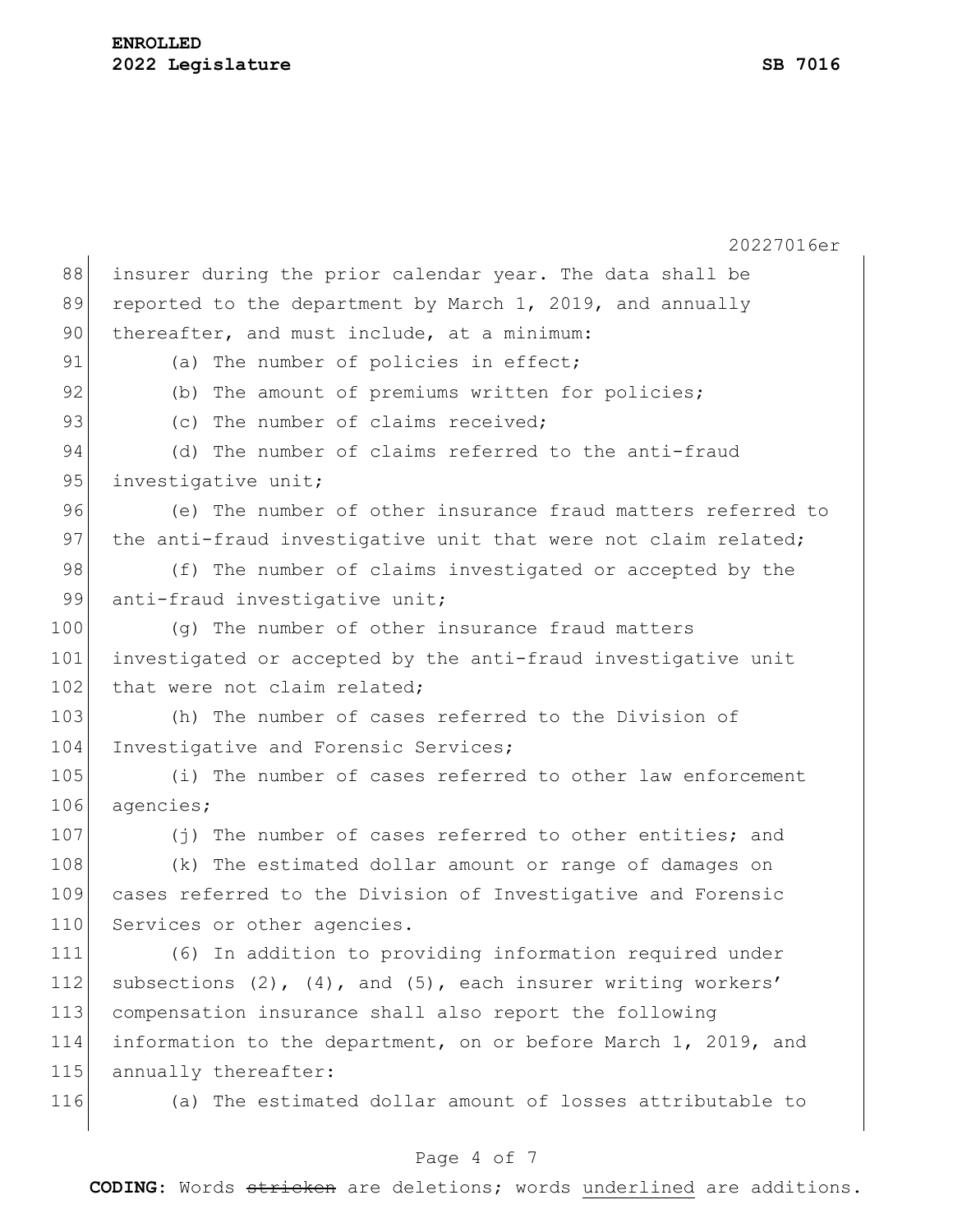insurer during the prior calendar year. The data shall be reported to the department by March 1, 2019, and annually thereafter, and must include, at a minimum:

(a) The number of policies in effect;

(b) The amount of premiums written for policies;

(c) The number of claims received;

(d) The number of claims referred to the anti-fraud investigative unit;

(e) The number of other insurance fraud matters referred to the anti-fraud investigative unit that were not claim related;

(f) The number of claims investigated or accepted by the anti-fraud investigative unit;

(g) The number of other insurance fraud matters investigated or accepted by the anti-fraud investigative unit that were not claim related;

(h) The number of cases referred to the Division of Investigative and Forensic Services;

(i) The number of cases referred to other law enforcement agencies;

(j) The number of cases referred to other entities; and

(k) The estimated dollar amount or range of damages on cases referred to the Division of Investigative and Forensic Services or other agencies.

(6) In addition to providing information required under subsections (2), (4), and (5), each insurer writing workers' compensation insurance shall also report the following information to the department, on or before March 1, 2019, and annually thereafter:

(a) The estimated dollar amount of losses attributable to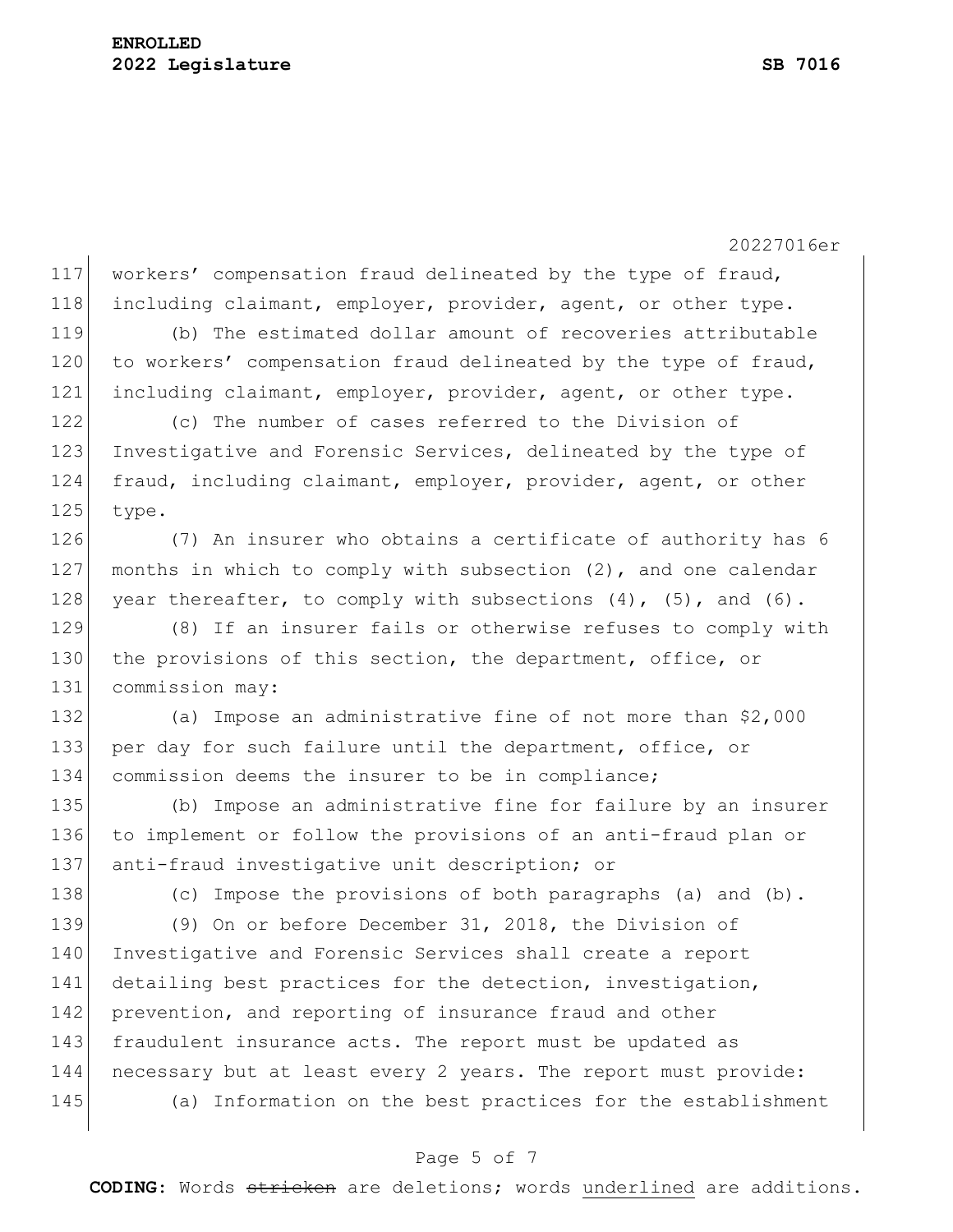workers' compensation fraud delineated by the type of fraud, including claimant, employer, provider, agent, or other type.

(b) The estimated dollar amount of recoveries attributable to workers' compensation fraud delineated by the type of fraud, including claimant, employer, provider, agent, or other type.

(c) The number of cases referred to the Division of Investigative and Forensic Services, delineated by the type of fraud, including claimant, employer, provider, agent, or other type.

(7) An insurer who obtains a certificate of authority has 6 months in which to comply with subsection (2), and one calendar year thereafter, to comply with subsections (4), (5), and (6).

(8) If an insurer fails or otherwise refuses to comply with the provisions of this section, the department, office, or commission may:

(a) Impose an administrative fine of not more than $2,000 per day for such failure until the department, office, or commission deems the insurer to be in compliance;

(b) Impose an administrative fine for failure by an insurer to implement or follow the provisions of an anti-fraud plan or anti-fraud investigative unit description; or

(c) Impose the provisions of both paragraphs (a) and (b).

(9) On or before December 31, 2018, the Division of Investigative and Forensic Services shall create a report detailing best practices for the detection, investigation, prevention, and reporting of insurance fraud and other fraudulent insurance acts. The report must be updated as necessary but at least every 2 years. The report must provide:

(a) Information on the best practices for the establishment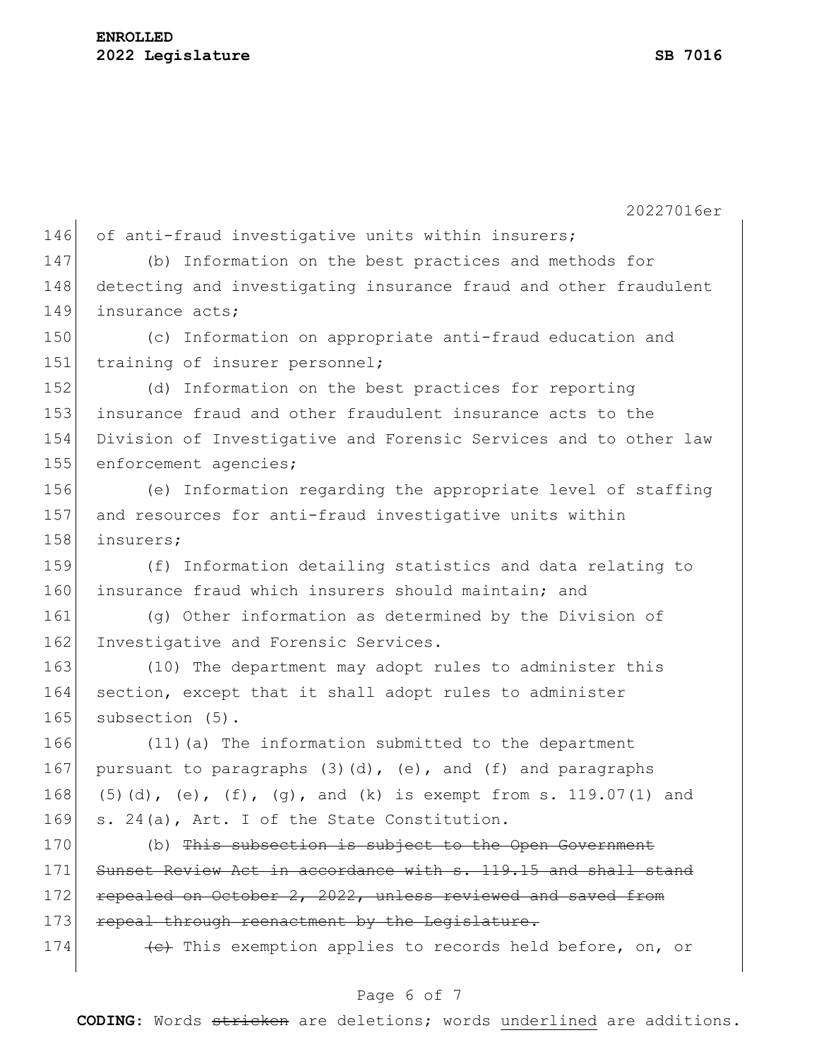of anti-fraud investigative units within insurers;

(b) Information on the best practices and methods for detecting and investigating insurance fraud and other fraudulent insurance acts;

(c) Information on appropriate anti-fraud education and training of insurer personnel;

(d) Information on the best practices for reporting insurance fraud and other fraudulent insurance acts to the Division of Investigative and Forensic Services and to other law enforcement agencies;

(e) Information regarding the appropriate level of staffing and resources for anti-fraud investigative units within insurers;

(f) Information detailing statistics and data relating to insurance fraud which insurers should maintain; and

(g) Other information as determined by the Division of Investigative and Forensic Services.

(10) The department may adopt rules to administer this section, except that it shall adopt rules to administer subsection (5).

(11)(a) The information submitted to the department pursuant to paragraphs (3)(d), (e), and (f) and paragraphs (5)(d), (e), (f), (g), and (k) is exempt from s. 119.07(1) and s. 24(a), Art. I of the State Constitution.

(b) ~~This subsection is subject to the Open Government Sunset Review Act in accordance with s. 119.15 and shall stand repealed on October 2, 2022, unless reviewed and saved from repeal through reenactment by the Legislature.~~

~~(c)~~ This exemption applies to records held before, on, or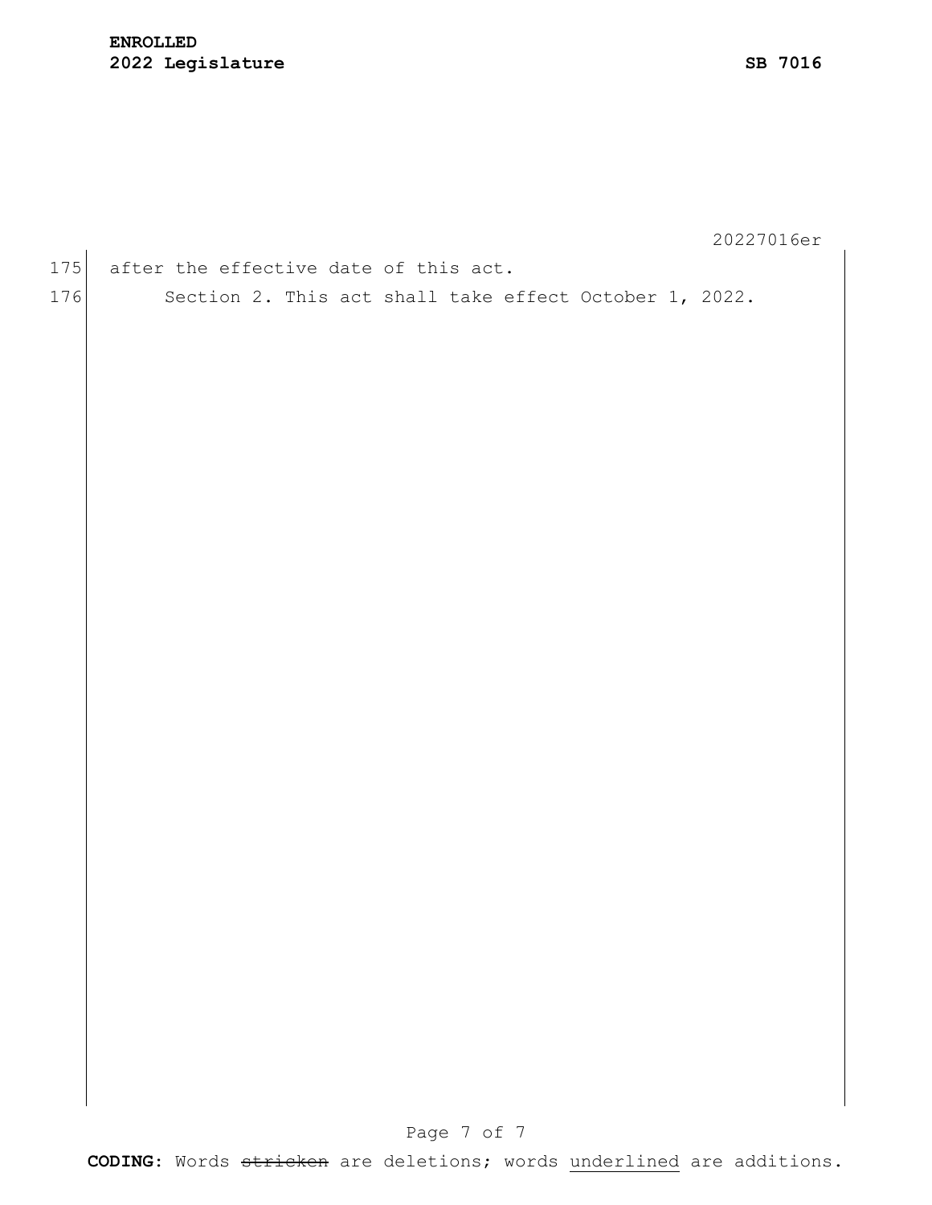after the effective date of this act.

Section 2. This act shall take effect October 1, 2022.